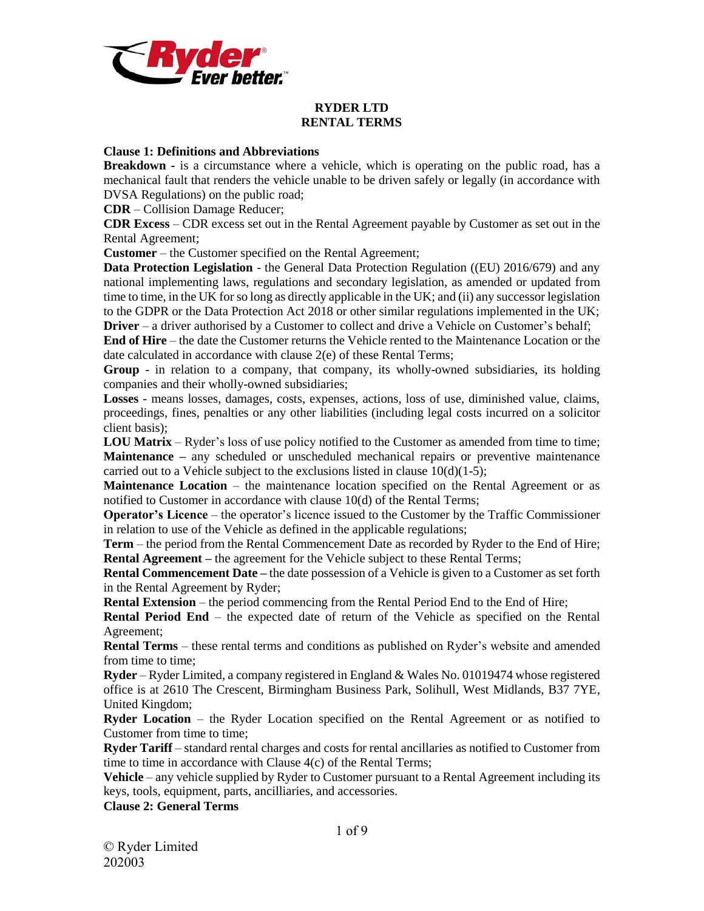# RYDER LTD
# RENTAL TERMS

**Clause 1: Definitions and Abbreviations**

**Breakdown -** is a circumstance where a vehicle, which is operating on the public road, has a mechanical fault that renders the vehicle unable to be driven safely or legally (in accordance with DVSA Regulations) on the public road;

**CDR** – Collision Damage Reducer;

**CDR Excess** – CDR excess set out in the Rental Agreement payable by Customer as set out in the Rental Agreement;

**Customer** – the Customer specified on the Rental Agreement;

**Data Protection Legislation** - the General Data Protection Regulation ((EU) 2016/679) and any national implementing laws, regulations and secondary legislation, as amended or updated from time to time, in the UK for so long as directly applicable in the UK; and (ii) any successor legislation to the GDPR or the Data Protection Act 2018 or other similar regulations implemented in the UK;

**Driver** – a driver authorised by a Customer to collect and drive a Vehicle on Customer's behalf;

**End of Hire** – the date the Customer returns the Vehicle rented to the Maintenance Location or the date calculated in accordance with clause 2(e) of these Rental Terms;

**Group** - in relation to a company, that company, its wholly-owned subsidiaries, its holding companies and their wholly-owned subsidiaries;

**Losses** - means losses, damages, costs, expenses, actions, loss of use, diminished value, claims, proceedings, fines, penalties or any other liabilities (including legal costs incurred on a solicitor client basis);

**LOU Matrix** – Ryder's loss of use policy notified to the Customer as amended from time to time;

**Maintenance –** any scheduled or unscheduled mechanical repairs or preventive maintenance carried out to a Vehicle subject to the exclusions listed in clause 10(d)(1-5);

**Maintenance Location** – the maintenance location specified on the Rental Agreement or as notified to Customer in accordance with clause 10(d) of the Rental Terms;

**Operator's Licence** – the operator's licence issued to the Customer by the Traffic Commissioner in relation to use of the Vehicle as defined in the applicable regulations;

**Term** – the period from the Rental Commencement Date as recorded by Ryder to the End of Hire;

**Rental Agreement –** the agreement for the Vehicle subject to these Rental Terms;

**Rental Commencement Date –** the date possession of a Vehicle is given to a Customer as set forth in the Rental Agreement by Ryder;

**Rental Extension** – the period commencing from the Rental Period End to the End of Hire;

**Rental Period End** – the expected date of return of the Vehicle as specified on the Rental Agreement;

**Rental Terms** – these rental terms and conditions as published on Ryder's website and amended from time to time;

**Ryder** – Ryder Limited, a company registered in England & Wales No. 01019474 whose registered office is at 2610 The Crescent, Birmingham Business Park, Solihull, West Midlands, B37 7YE, United Kingdom;

**Ryder Location** – the Ryder Location specified on the Rental Agreement or as notified to Customer from time to time;

**Ryder Tariff** – standard rental charges and costs for rental ancillaries as notified to Customer from time to time in accordance with Clause 4(c) of the Rental Terms;

**Vehicle** – any vehicle supplied by Ryder to Customer pursuant to a Rental Agreement including its keys, tools, equipment, parts, ancilliaries, and accessories.

**Clause 2: General Terms**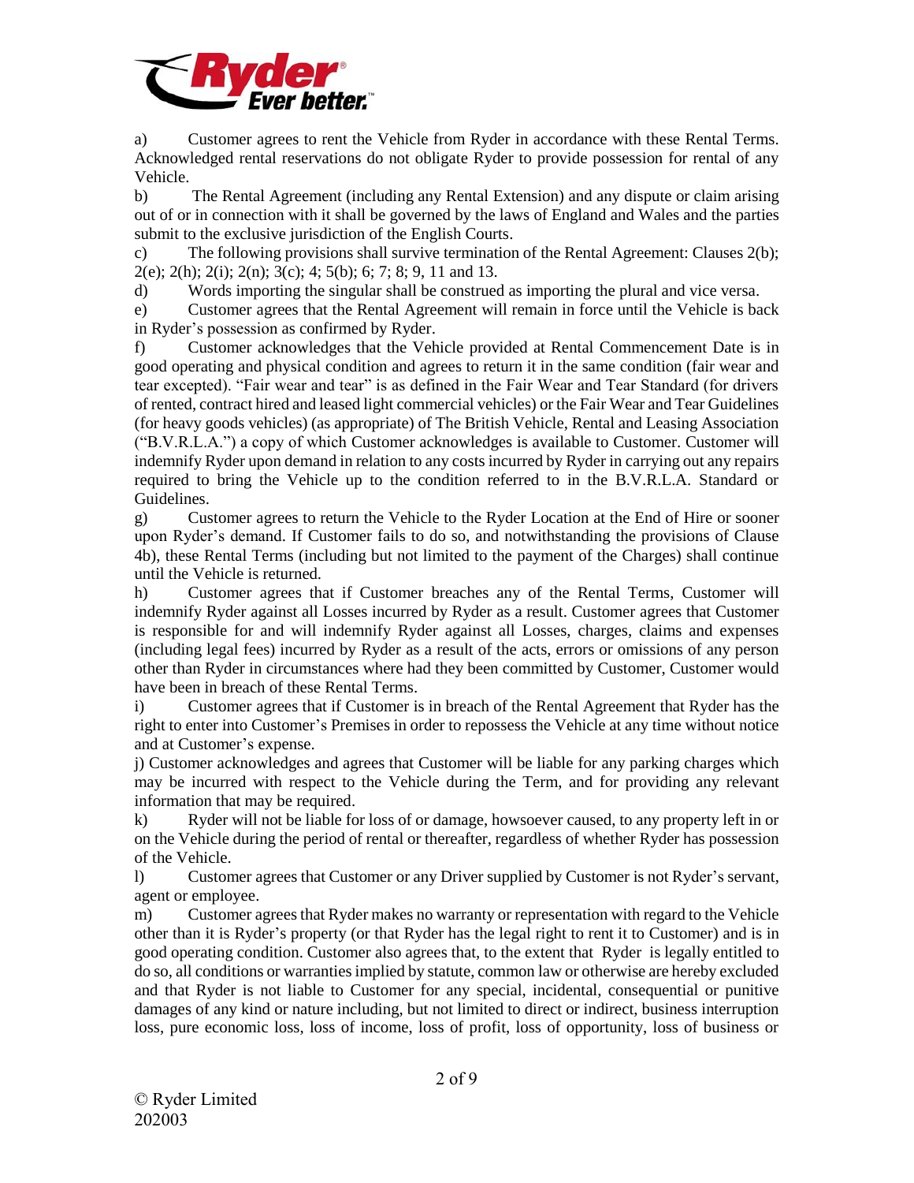a) Customer agrees to rent the Vehicle from Ryder in accordance with these Rental Terms. Acknowledged rental reservations do not obligate Ryder to provide possession for rental of any Vehicle.

b) The Rental Agreement (including any Rental Extension) and any dispute or claim arising out of or in connection with it shall be governed by the laws of England and Wales and the parties submit to the exclusive jurisdiction of the English Courts.

c) The following provisions shall survive termination of the Rental Agreement: Clauses 2(b); 2(e); 2(h); 2(i); 2(n); 3(c); 4; 5(b); 6; 7; 8; 9, 11 and 13.

d) Words importing the singular shall be construed as importing the plural and vice versa.

e) Customer agrees that the Rental Agreement will remain in force until the Vehicle is back in Ryder's possession as confirmed by Ryder.

f) Customer acknowledges that the Vehicle provided at Rental Commencement Date is in good operating and physical condition and agrees to return it in the same condition (fair wear and tear excepted). "Fair wear and tear" is as defined in the Fair Wear and Tear Standard (for drivers of rented, contract hired and leased light commercial vehicles) or the Fair Wear and Tear Guidelines (for heavy goods vehicles) (as appropriate) of The British Vehicle, Rental and Leasing Association ("B.V.R.L.A.") a copy of which Customer acknowledges is available to Customer. Customer will indemnify Ryder upon demand in relation to any costs incurred by Ryder in carrying out any repairs required to bring the Vehicle up to the condition referred to in the B.V.R.L.A. Standard or Guidelines.

g) Customer agrees to return the Vehicle to the Ryder Location at the End of Hire or sooner upon Ryder's demand. If Customer fails to do so, and notwithstanding the provisions of Clause 4b), these Rental Terms (including but not limited to the payment of the Charges) shall continue until the Vehicle is returned.

h) Customer agrees that if Customer breaches any of the Rental Terms, Customer will indemnify Ryder against all Losses incurred by Ryder as a result. Customer agrees that Customer is responsible for and will indemnify Ryder against all Losses, charges, claims and expenses (including legal fees) incurred by Ryder as a result of the acts, errors or omissions of any person other than Ryder in circumstances where had they been committed by Customer, Customer would have been in breach of these Rental Terms.

i) Customer agrees that if Customer is in breach of the Rental Agreement that Ryder has the right to enter into Customer's Premises in order to repossess the Vehicle at any time without notice and at Customer's expense.

j) Customer acknowledges and agrees that Customer will be liable for any parking charges which may be incurred with respect to the Vehicle during the Term, and for providing any relevant information that may be required.

k) Ryder will not be liable for loss of or damage, howsoever caused, to any property left in or on the Vehicle during the period of rental or thereafter, regardless of whether Ryder has possession of the Vehicle.

l) Customer agrees that Customer or any Driver supplied by Customer is not Ryder's servant, agent or employee.

m) Customer agrees that Ryder makes no warranty or representation with regard to the Vehicle other than it is Ryder's property (or that Ryder has the legal right to rent it to Customer) and is in good operating condition. Customer also agrees that, to the extent that Ryder is legally entitled to do so, all conditions or warranties implied by statute, common law or otherwise are hereby excluded and that Ryder is not liable to Customer for any special, incidental, consequential or punitive damages of any kind or nature including, but not limited to direct or indirect, business interruption loss, pure economic loss, loss of income, loss of profit, loss of opportunity, loss of business or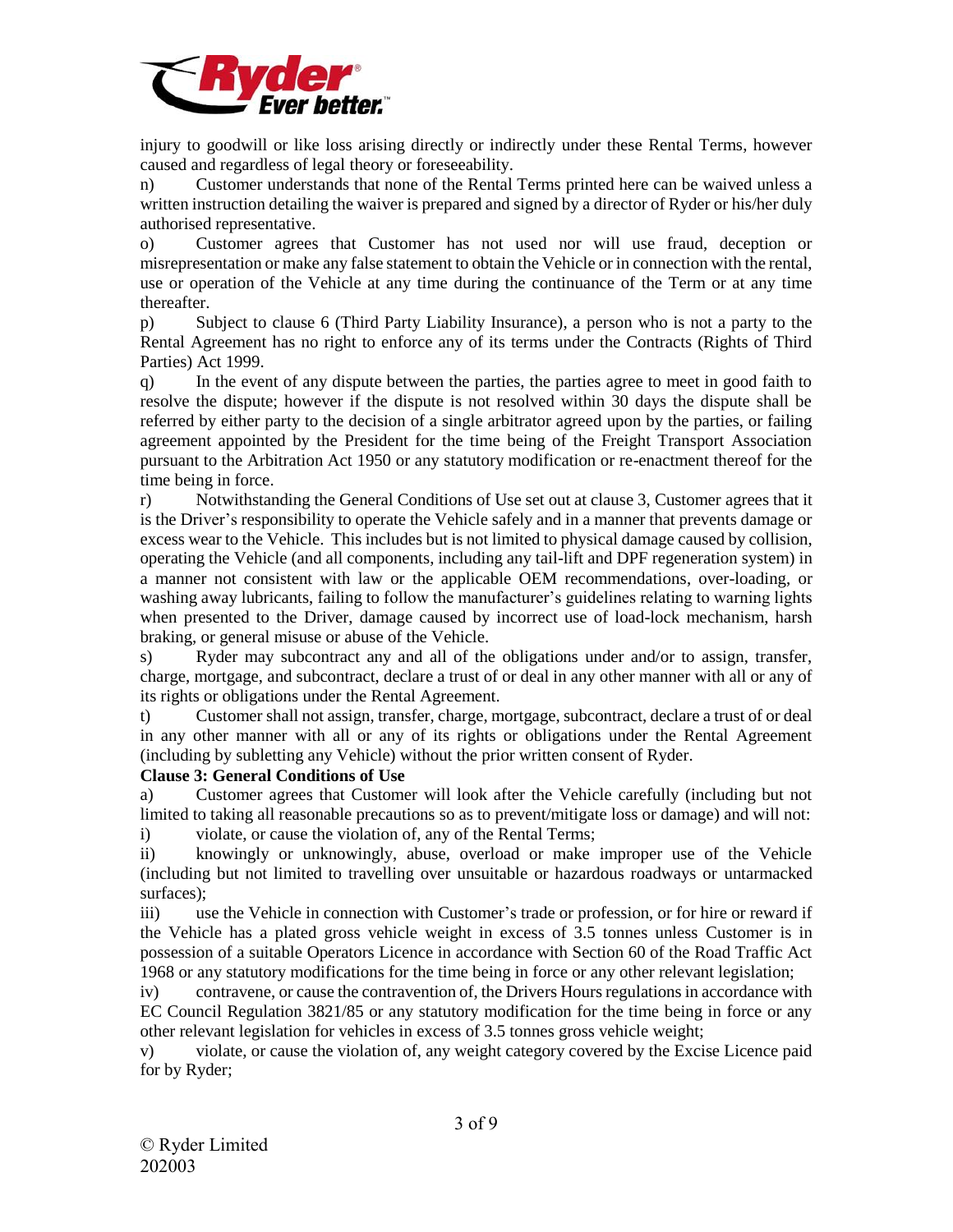injury to goodwill or like loss arising directly or indirectly under these Rental Terms, however caused and regardless of legal theory or foreseeability.

n) Customer understands that none of the Rental Terms printed here can be waived unless a written instruction detailing the waiver is prepared and signed by a director of Ryder or his/her duly authorised representative.

o) Customer agrees that Customer has not used nor will use fraud, deception or misrepresentation or make any false statement to obtain the Vehicle or in connection with the rental, use or operation of the Vehicle at any time during the continuance of the Term or at any time thereafter.

p) Subject to clause 6 (Third Party Liability Insurance), a person who is not a party to the Rental Agreement has no right to enforce any of its terms under the Contracts (Rights of Third Parties) Act 1999.

q) In the event of any dispute between the parties, the parties agree to meet in good faith to resolve the dispute; however if the dispute is not resolved within 30 days the dispute shall be referred by either party to the decision of a single arbitrator agreed upon by the parties, or failing agreement appointed by the President for the time being of the Freight Transport Association pursuant to the Arbitration Act 1950 or any statutory modification or re-enactment thereof for the time being in force.

r) Notwithstanding the General Conditions of Use set out at clause 3, Customer agrees that it is the Driver's responsibility to operate the Vehicle safely and in a manner that prevents damage or excess wear to the Vehicle. This includes but is not limited to physical damage caused by collision, operating the Vehicle (and all components, including any tail-lift and DPF regeneration system) in a manner not consistent with law or the applicable OEM recommendations, over-loading, or washing away lubricants, failing to follow the manufacturer's guidelines relating to warning lights when presented to the Driver, damage caused by incorrect use of load-lock mechanism, harsh braking, or general misuse or abuse of the Vehicle.

s) Ryder may subcontract any and all of the obligations under and/or to assign, transfer, charge, mortgage, and subcontract, declare a trust of or deal in any other manner with all or any of its rights or obligations under the Rental Agreement.

t) Customer shall not assign, transfer, charge, mortgage, subcontract, declare a trust of or deal in any other manner with all or any of its rights or obligations under the Rental Agreement (including by subletting any Vehicle) without the prior written consent of Ryder.

**Clause 3: General Conditions of Use**

a) Customer agrees that Customer will look after the Vehicle carefully (including but not limited to taking all reasonable precautions so as to prevent/mitigate loss or damage) and will not:

i) violate, or cause the violation of, any of the Rental Terms;

ii) knowingly or unknowingly, abuse, overload or make improper use of the Vehicle (including but not limited to travelling over unsuitable or hazardous roadways or untarmacked surfaces);

iii) use the Vehicle in connection with Customer's trade or profession, or for hire or reward if the Vehicle has a plated gross vehicle weight in excess of 3.5 tonnes unless Customer is in possession of a suitable Operators Licence in accordance with Section 60 of the Road Traffic Act 1968 or any statutory modifications for the time being in force or any other relevant legislation;

iv) contravene, or cause the contravention of, the Drivers Hours regulations in accordance with EC Council Regulation 3821/85 or any statutory modification for the time being in force or any other relevant legislation for vehicles in excess of 3.5 tonnes gross vehicle weight;

v) violate, or cause the violation of, any weight category covered by the Excise Licence paid for by Ryder;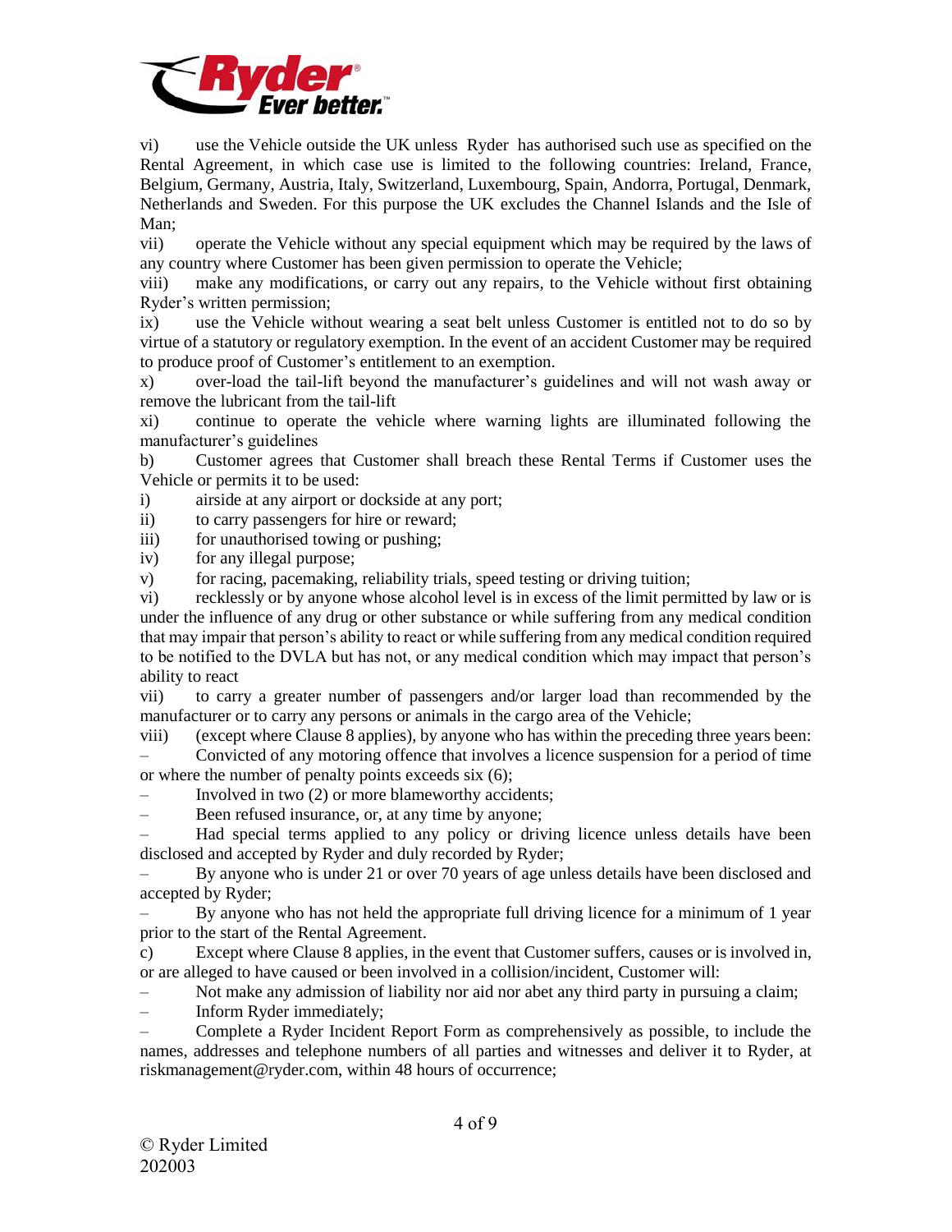vi) use the Vehicle outside the UK unless Ryder has authorised such use as specified on the Rental Agreement, in which case use is limited to the following countries: Ireland, France, Belgium, Germany, Austria, Italy, Switzerland, Luxembourg, Spain, Andorra, Portugal, Denmark, Netherlands and Sweden. For this purpose the UK excludes the Channel Islands and the Isle of Man;

vii) operate the Vehicle without any special equipment which may be required by the laws of any country where Customer has been given permission to operate the Vehicle;

viii) make any modifications, or carry out any repairs, to the Vehicle without first obtaining Ryder's written permission;

ix) use the Vehicle without wearing a seat belt unless Customer is entitled not to do so by virtue of a statutory or regulatory exemption. In the event of an accident Customer may be required to produce proof of Customer's entitlement to an exemption.

x) over-load the tail-lift beyond the manufacturer's guidelines and will not wash away or remove the lubricant from the tail-lift

xi) continue to operate the vehicle where warning lights are illuminated following the manufacturer's guidelines

b) Customer agrees that Customer shall breach these Rental Terms if Customer uses the Vehicle or permits it to be used:

i) airside at any airport or dockside at any port;

ii) to carry passengers for hire or reward;

iii) for unauthorised towing or pushing;

iv) for any illegal purpose;

v) for racing, pacemaking, reliability trials, speed testing or driving tuition;

vi) recklessly or by anyone whose alcohol level is in excess of the limit permitted by law or is under the influence of any drug or other substance or while suffering from any medical condition that may impair that person's ability to react or while suffering from any medical condition required to be notified to the DVLA but has not, or any medical condition which may impact that person's ability to react

vii) to carry a greater number of passengers and/or larger load than recommended by the manufacturer or to carry any persons or animals in the cargo area of the Vehicle;

viii) (except where Clause 8 applies), by anyone who has within the preceding three years been:

– Convicted of any motoring offence that involves a licence suspension for a period of time or where the number of penalty points exceeds six (6);

– Involved in two (2) or more blameworthy accidents;

– Been refused insurance, or, at any time by anyone;

– Had special terms applied to any policy or driving licence unless details have been disclosed and accepted by Ryder and duly recorded by Ryder;

– By anyone who is under 21 or over 70 years of age unless details have been disclosed and accepted by Ryder;

– By anyone who has not held the appropriate full driving licence for a minimum of 1 year prior to the start of the Rental Agreement.

c) Except where Clause 8 applies, in the event that Customer suffers, causes or is involved in, or are alleged to have caused or been involved in a collision/incident, Customer will:

– Not make any admission of liability nor aid nor abet any third party in pursuing a claim;

– Inform Ryder immediately;

– Complete a Ryder Incident Report Form as comprehensively as possible, to include the names, addresses and telephone numbers of all parties and witnesses and deliver it to Ryder, at riskmanagement@ryder.com, within 48 hours of occurrence;

© Ryder Limited
202003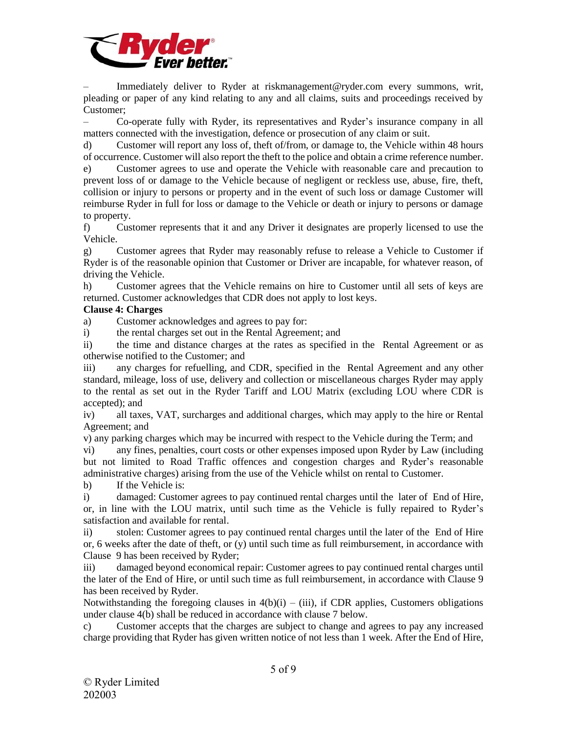– Immediately deliver to Ryder at riskmanagement@ryder.com every summons, writ, pleading or paper of any kind relating to any and all claims, suits and proceedings received by Customer;

– Co-operate fully with Ryder, its representatives and Ryder's insurance company in all matters connected with the investigation, defence or prosecution of any claim or suit.

d) Customer will report any loss of, theft of/from, or damage to, the Vehicle within 48 hours of occurrence. Customer will also report the theft to the police and obtain a crime reference number.

e) Customer agrees to use and operate the Vehicle with reasonable care and precaution to prevent loss of or damage to the Vehicle because of negligent or reckless use, abuse, fire, theft, collision or injury to persons or property and in the event of such loss or damage Customer will reimburse Ryder in full for loss or damage to the Vehicle or death or injury to persons or damage to property.

f) Customer represents that it and any Driver it designates are properly licensed to use the Vehicle.

g) Customer agrees that Ryder may reasonably refuse to release a Vehicle to Customer if Ryder is of the reasonable opinion that Customer or Driver are incapable, for whatever reason, of driving the Vehicle.

h) Customer agrees that the Vehicle remains on hire to Customer until all sets of keys are returned. Customer acknowledges that CDR does not apply to lost keys.

**Clause 4: Charges**

a) Customer acknowledges and agrees to pay for:

i) the rental charges set out in the Rental Agreement; and

ii) the time and distance charges at the rates as specified in the Rental Agreement or as otherwise notified to the Customer; and

iii) any charges for refuelling, and CDR, specified in the Rental Agreement and any other standard, mileage, loss of use, delivery and collection or miscellaneous charges Ryder may apply to the rental as set out in the Ryder Tariff and LOU Matrix (excluding LOU where CDR is accepted); and

iv) all taxes, VAT, surcharges and additional charges, which may apply to the hire or Rental Agreement; and

v) any parking charges which may be incurred with respect to the Vehicle during the Term; and

vi) any fines, penalties, court costs or other expenses imposed upon Ryder by Law (including but not limited to Road Traffic offences and congestion charges and Ryder's reasonable administrative charges) arising from the use of the Vehicle whilst on rental to Customer.

b) If the Vehicle is:

i) damaged: Customer agrees to pay continued rental charges until the later of End of Hire, or, in line with the LOU matrix, until such time as the Vehicle is fully repaired to Ryder's satisfaction and available for rental.

ii) stolen: Customer agrees to pay continued rental charges until the later of the End of Hire or, 6 weeks after the date of theft, or (y) until such time as full reimbursement, in accordance with Clause 9 has been received by Ryder;

iii) damaged beyond economical repair: Customer agrees to pay continued rental charges until the later of the End of Hire, or until such time as full reimbursement, in accordance with Clause 9 has been received by Ryder.

Notwithstanding the foregoing clauses in 4(b)(i) – (iii), if CDR applies, Customers obligations under clause 4(b) shall be reduced in accordance with clause 7 below.

c) Customer accepts that the charges are subject to change and agrees to pay any increased charge providing that Ryder has given written notice of not less than 1 week. After the End of Hire,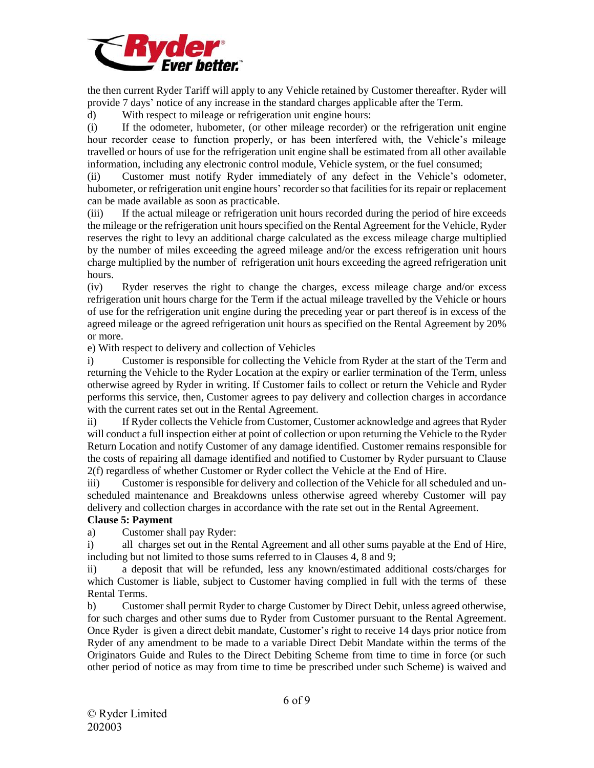the then current Ryder Tariff will apply to any Vehicle retained by Customer thereafter. Ryder will provide 7 days' notice of any increase in the standard charges applicable after the Term.

d) With respect to mileage or refrigeration unit engine hours:

(i) If the odometer, hubometer, (or other mileage recorder) or the refrigeration unit engine hour recorder cease to function properly, or has been interfered with, the Vehicle's mileage travelled or hours of use for the refrigeration unit engine shall be estimated from all other available information, including any electronic control module, Vehicle system, or the fuel consumed;

(ii) Customer must notify Ryder immediately of any defect in the Vehicle's odometer, hubometer, or refrigeration unit engine hours' recorder so that facilities for its repair or replacement can be made available as soon as practicable.

(iii) If the actual mileage or refrigeration unit hours recorded during the period of hire exceeds the mileage or the refrigeration unit hours specified on the Rental Agreement for the Vehicle, Ryder reserves the right to levy an additional charge calculated as the excess mileage charge multiplied by the number of miles exceeding the agreed mileage and/or the excess refrigeration unit hours charge multiplied by the number of refrigeration unit hours exceeding the agreed refrigeration unit hours.

(iv) Ryder reserves the right to change the charges, excess mileage charge and/or excess refrigeration unit hours charge for the Term if the actual mileage travelled by the Vehicle or hours of use for the refrigeration unit engine during the preceding year or part thereof is in excess of the agreed mileage or the agreed refrigeration unit hours as specified on the Rental Agreement by 20% or more.

e) With respect to delivery and collection of Vehicles

i) Customer is responsible for collecting the Vehicle from Ryder at the start of the Term and returning the Vehicle to the Ryder Location at the expiry or earlier termination of the Term, unless otherwise agreed by Ryder in writing. If Customer fails to collect or return the Vehicle and Ryder performs this service, then, Customer agrees to pay delivery and collection charges in accordance with the current rates set out in the Rental Agreement.

ii) If Ryder collects the Vehicle from Customer, Customer acknowledge and agrees that Ryder will conduct a full inspection either at point of collection or upon returning the Vehicle to the Ryder Return Location and notify Customer of any damage identified. Customer remains responsible for the costs of repairing all damage identified and notified to Customer by Ryder pursuant to Clause 2(f) regardless of whether Customer or Ryder collect the Vehicle at the End of Hire.

iii) Customer is responsible for delivery and collection of the Vehicle for all scheduled and un-scheduled maintenance and Breakdowns unless otherwise agreed whereby Customer will pay delivery and collection charges in accordance with the rate set out in the Rental Agreement.

**Clause 5: Payment**

a) Customer shall pay Ryder:

i) all charges set out in the Rental Agreement and all other sums payable at the End of Hire, including but not limited to those sums referred to in Clauses 4, 8 and 9;

ii) a deposit that will be refunded, less any known/estimated additional costs/charges for which Customer is liable, subject to Customer having complied in full with the terms of these Rental Terms.

b) Customer shall permit Ryder to charge Customer by Direct Debit, unless agreed otherwise, for such charges and other sums due to Ryder from Customer pursuant to the Rental Agreement. Once Ryder is given a direct debit mandate, Customer's right to receive 14 days prior notice from Ryder of any amendment to be made to a variable Direct Debit Mandate within the terms of the Originators Guide and Rules to the Direct Debiting Scheme from time to time in force (or such other period of notice as may from time to time be prescribed under such Scheme) is waived and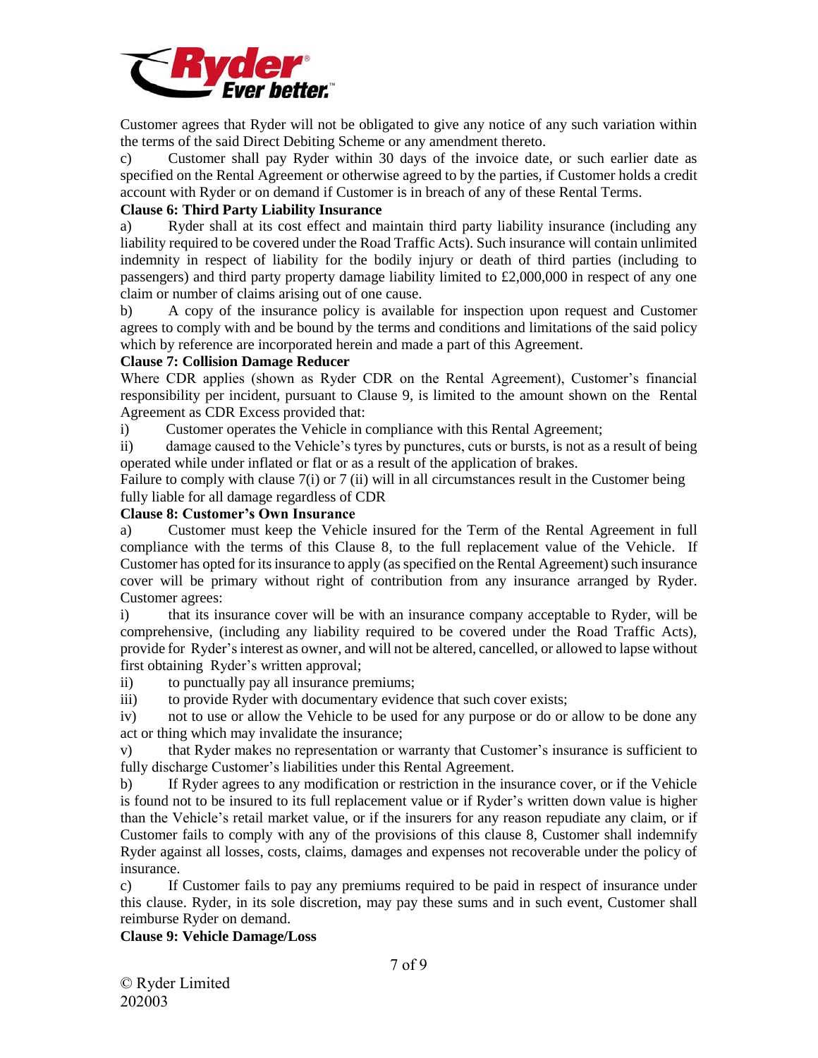Customer agrees that Ryder will not be obligated to give any notice of any such variation within the terms of the said Direct Debiting Scheme or any amendment thereto.

c) Customer shall pay Ryder within 30 days of the invoice date, or such earlier date as specified on the Rental Agreement or otherwise agreed to by the parties, if Customer holds a credit account with Ryder or on demand if Customer is in breach of any of these Rental Terms.

**Clause 6: Third Party Liability Insurance**

a) Ryder shall at its cost effect and maintain third party liability insurance (including any liability required to be covered under the Road Traffic Acts). Such insurance will contain unlimited indemnity in respect of liability for the bodily injury or death of third parties (including to passengers) and third party property damage liability limited to £2,000,000 in respect of any one claim or number of claims arising out of one cause.

b) A copy of the insurance policy is available for inspection upon request and Customer agrees to comply with and be bound by the terms and conditions and limitations of the said policy which by reference are incorporated herein and made a part of this Agreement.

**Clause 7: Collision Damage Reducer**

Where CDR applies (shown as Ryder CDR on the Rental Agreement), Customer's financial responsibility per incident, pursuant to Clause 9, is limited to the amount shown on the Rental Agreement as CDR Excess provided that:

i) Customer operates the Vehicle in compliance with this Rental Agreement;

ii) damage caused to the Vehicle's tyres by punctures, cuts or bursts, is not as a result of being operated while under inflated or flat or as a result of the application of brakes.

Failure to comply with clause 7(i) or 7 (ii) will in all circumstances result in the Customer being fully liable for all damage regardless of CDR

**Clause 8: Customer's Own Insurance**

a) Customer must keep the Vehicle insured for the Term of the Rental Agreement in full compliance with the terms of this Clause 8, to the full replacement value of the Vehicle. If Customer has opted for its insurance to apply (as specified on the Rental Agreement) such insurance cover will be primary without right of contribution from any insurance arranged by Ryder. Customer agrees:

i) that its insurance cover will be with an insurance company acceptable to Ryder, will be comprehensive, (including any liability required to be covered under the Road Traffic Acts), provide for Ryder's interest as owner, and will not be altered, cancelled, or allowed to lapse without first obtaining Ryder's written approval;

ii) to punctually pay all insurance premiums;

iii) to provide Ryder with documentary evidence that such cover exists;

iv) not to use or allow the Vehicle to be used for any purpose or do or allow to be done any act or thing which may invalidate the insurance;

v) that Ryder makes no representation or warranty that Customer's insurance is sufficient to fully discharge Customer's liabilities under this Rental Agreement.

b) If Ryder agrees to any modification or restriction in the insurance cover, or if the Vehicle is found not to be insured to its full replacement value or if Ryder's written down value is higher than the Vehicle's retail market value, or if the insurers for any reason repudiate any claim, or if Customer fails to comply with any of the provisions of this clause 8, Customer shall indemnify Ryder against all losses, costs, claims, damages and expenses not recoverable under the policy of insurance.

c) If Customer fails to pay any premiums required to be paid in respect of insurance under this clause. Ryder, in its sole discretion, may pay these sums and in such event, Customer shall reimburse Ryder on demand.

**Clause 9: Vehicle Damage/Loss**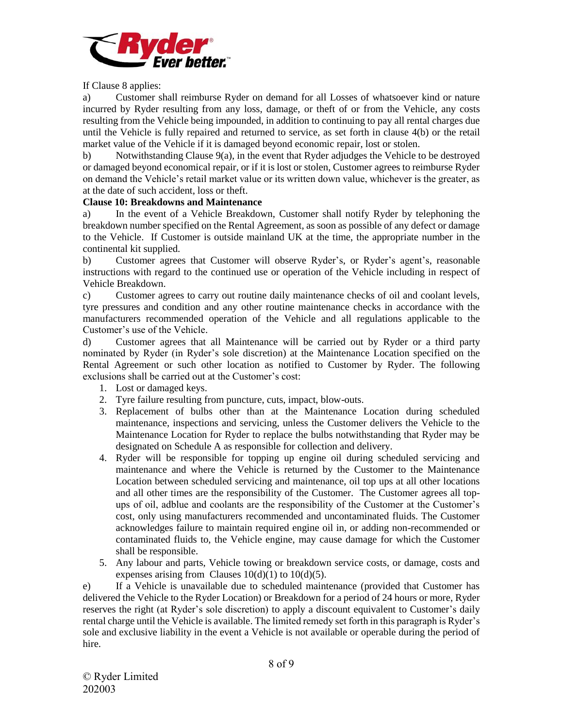If Clause 8 applies:

a) Customer shall reimburse Ryder on demand for all Losses of whatsoever kind or nature incurred by Ryder resulting from any loss, damage, or theft of or from the Vehicle, any costs resulting from the Vehicle being impounded, in addition to continuing to pay all rental charges due until the Vehicle is fully repaired and returned to service, as set forth in clause 4(b) or the retail market value of the Vehicle if it is damaged beyond economic repair, lost or stolen.

b) Notwithstanding Clause 9(a), in the event that Ryder adjudges the Vehicle to be destroyed or damaged beyond economical repair, or if it is lost or stolen, Customer agrees to reimburse Ryder on demand the Vehicle's retail market value or its written down value, whichever is the greater, as at the date of such accident, loss or theft.

**Clause 10: Breakdowns and Maintenance**

a) In the event of a Vehicle Breakdown, Customer shall notify Ryder by telephoning the breakdown number specified on the Rental Agreement, as soon as possible of any defect or damage to the Vehicle. If Customer is outside mainland UK at the time, the appropriate number in the continental kit supplied.

b) Customer agrees that Customer will observe Ryder's, or Ryder's agent's, reasonable instructions with regard to the continued use or operation of the Vehicle including in respect of Vehicle Breakdown.

c) Customer agrees to carry out routine daily maintenance checks of oil and coolant levels, tyre pressures and condition and any other routine maintenance checks in accordance with the manufacturers recommended operation of the Vehicle and all regulations applicable to the Customer's use of the Vehicle.

d) Customer agrees that all Maintenance will be carried out by Ryder or a third party nominated by Ryder (in Ryder's sole discretion) at the Maintenance Location specified on the Rental Agreement or such other location as notified to Customer by Ryder. The following exclusions shall be carried out at the Customer's cost:

1. Lost or damaged keys.
2. Tyre failure resulting from puncture, cuts, impact, blow-outs.
3. Replacement of bulbs other than at the Maintenance Location during scheduled maintenance, inspections and servicing, unless the Customer delivers the Vehicle to the Maintenance Location for Ryder to replace the bulbs notwithstanding that Ryder may be designated on Schedule A as responsible for collection and delivery.
4. Ryder will be responsible for topping up engine oil during scheduled servicing and maintenance and where the Vehicle is returned by the Customer to the Maintenance Location between scheduled servicing and maintenance, oil top ups at all other locations and all other times are the responsibility of the Customer. The Customer agrees all top-ups of oil, adblue and coolants are the responsibility of the Customer at the Customer's cost, only using manufacturers recommended and uncontaminated fluids. The Customer acknowledges failure to maintain required engine oil in, or adding non-recommended or contaminated fluids to, the Vehicle engine, may cause damage for which the Customer shall be responsible.
5. Any labour and parts, Vehicle towing or breakdown service costs, or damage, costs and expenses arising from Clauses 10(d)(1) to 10(d)(5).

e) If a Vehicle is unavailable due to scheduled maintenance (provided that Customer has delivered the Vehicle to the Ryder Location) or Breakdown for a period of 24 hours or more, Ryder reserves the right (at Ryder's sole discretion) to apply a discount equivalent to Customer's daily rental charge until the Vehicle is available. The limited remedy set forth in this paragraph is Ryder's sole and exclusive liability in the event a Vehicle is not available or operable during the period of hire.

© Ryder Limited
202003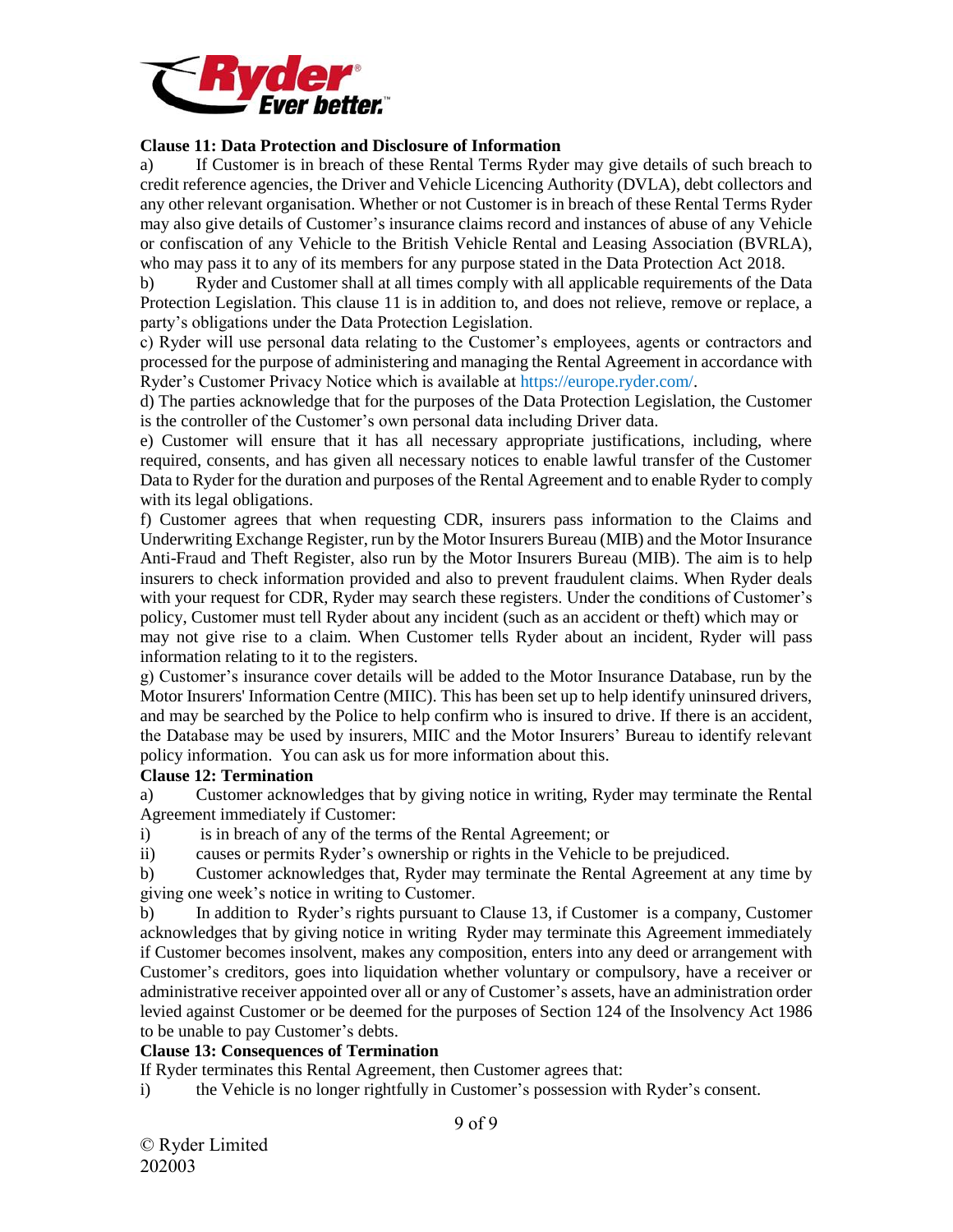**Clause 11: Data Protection and Disclosure of Information**

a) If Customer is in breach of these Rental Terms Ryder may give details of such breach to credit reference agencies, the Driver and Vehicle Licencing Authority (DVLA), debt collectors and any other relevant organisation. Whether or not Customer is in breach of these Rental Terms Ryder may also give details of Customer's insurance claims record and instances of abuse of any Vehicle or confiscation of any Vehicle to the British Vehicle Rental and Leasing Association (BVRLA), who may pass it to any of its members for any purpose stated in the Data Protection Act 2018.

b) Ryder and Customer shall at all times comply with all applicable requirements of the Data Protection Legislation. This clause 11 is in addition to, and does not relieve, remove or replace, a party's obligations under the Data Protection Legislation.

c) Ryder will use personal data relating to the Customer's employees, agents or contractors and processed for the purpose of administering and managing the Rental Agreement in accordance with Ryder's Customer Privacy Notice which is available at https://europe.ryder.com/.

d) The parties acknowledge that for the purposes of the Data Protection Legislation, the Customer is the controller of the Customer's own personal data including Driver data.

e) Customer will ensure that it has all necessary appropriate justifications, including, where required, consents, and has given all necessary notices to enable lawful transfer of the Customer Data to Ryder for the duration and purposes of the Rental Agreement and to enable Ryder to comply with its legal obligations.

f) Customer agrees that when requesting CDR, insurers pass information to the Claims and Underwriting Exchange Register, run by the Motor Insurers Bureau (MIB) and the Motor Insurance Anti-Fraud and Theft Register, also run by the Motor Insurers Bureau (MIB). The aim is to help insurers to check information provided and also to prevent fraudulent claims. When Ryder deals with your request for CDR, Ryder may search these registers. Under the conditions of Customer's policy, Customer must tell Ryder about any incident (such as an accident or theft) which may or may not give rise to a claim. When Customer tells Ryder about an incident, Ryder will pass information relating to it to the registers.

g) Customer's insurance cover details will be added to the Motor Insurance Database, run by the Motor Insurers' Information Centre (MIIC). This has been set up to help identify uninsured drivers, and may be searched by the Police to help confirm who is insured to drive. If there is an accident, the Database may be used by insurers, MIIC and the Motor Insurers' Bureau to identify relevant policy information. You can ask us for more information about this.

**Clause 12: Termination**

a) Customer acknowledges that by giving notice in writing, Ryder may terminate the Rental Agreement immediately if Customer:

i) is in breach of any of the terms of the Rental Agreement; or

ii) causes or permits Ryder's ownership or rights in the Vehicle to be prejudiced.

b) Customer acknowledges that, Ryder may terminate the Rental Agreement at any time by giving one week's notice in writing to Customer.

b) In addition to Ryder's rights pursuant to Clause 13, if Customer is a company, Customer acknowledges that by giving notice in writing Ryder may terminate this Agreement immediately if Customer becomes insolvent, makes any composition, enters into any deed or arrangement with Customer's creditors, goes into liquidation whether voluntary or compulsory, have a receiver or administrative receiver appointed over all or any of Customer's assets, have an administration order levied against Customer or be deemed for the purposes of Section 124 of the Insolvency Act 1986 to be unable to pay Customer's debts.

**Clause 13: Consequences of Termination**

If Ryder terminates this Rental Agreement, then Customer agrees that:

i) the Vehicle is no longer rightfully in Customer's possession with Ryder's consent.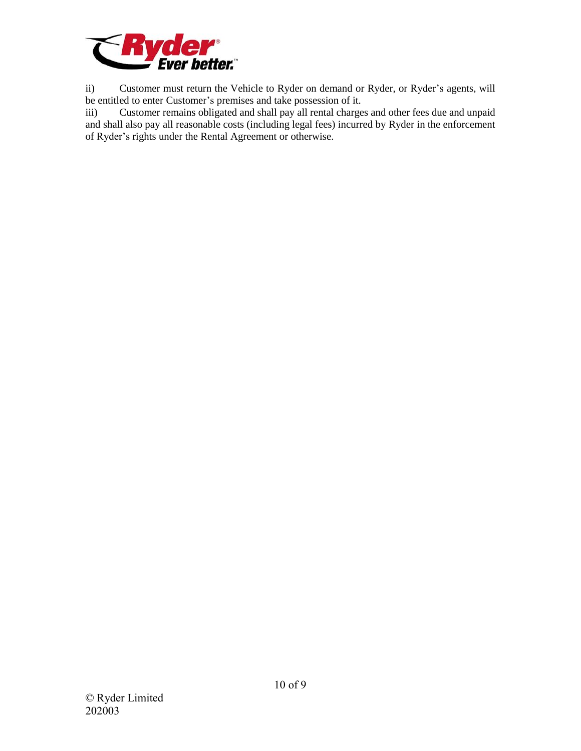ii) Customer must return the Vehicle to Ryder on demand or Ryder, or Ryder's agents, will be entitled to enter Customer's premises and take possession of it.

iii) Customer remains obligated and shall pay all rental charges and other fees due and unpaid and shall also pay all reasonable costs (including legal fees) incurred by Ryder in the enforcement of Ryder's rights under the Rental Agreement or otherwise.